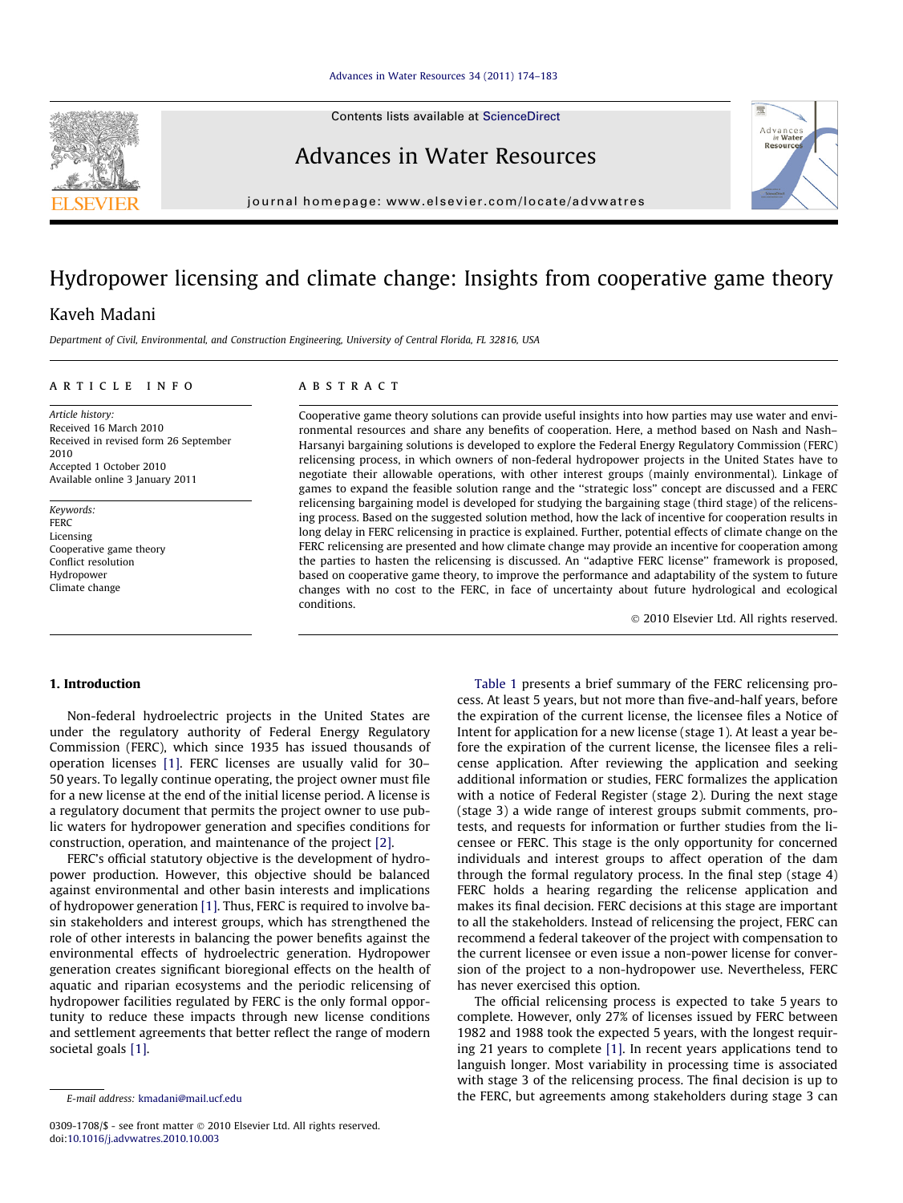Contents lists available at ScienceDirect

# Advances in Water Resources

journal homepage: www.elsevier.com/locate/advwatres

# Hydropower licensing and climate change: Insights from cooperative game theory

Kaveh Madani

*Department of Civil, Environmental, and Construction Engineering, University of Central Florida, FL 32816, USA*

**ARTICLE INFO**

*Article history:*
Received 16 March 2010
Received in revised form 26 September 2010
Accepted 1 October 2010
Available online 3 January 2011

*Keywords:*
FERC
Licensing
Cooperative game theory
Conflict resolution
Hydropower
Climate change

**ABSTRACT**

Cooperative game theory solutions can provide useful insights into how parties may use water and environmental resources and share any benefits of cooperation. Here, a method based on Nash and Nash–Harsanyi bargaining solutions is developed to explore the Federal Energy Regulatory Commission (FERC) relicensing process, in which owners of non-federal hydropower projects in the United States have to negotiate their allowable operations, with other interest groups (mainly environmental). Linkage of games to expand the feasible solution range and the "strategic loss" concept are discussed and a FERC relicensing bargaining model is developed for studying the bargaining stage (third stage) of the relicensing process. Based on the suggested solution method, how the lack of incentive for cooperation results in long delay in FERC relicensing in practice is explained. Further, potential effects of climate change on the FERC relicensing are presented and how climate change may provide an incentive for cooperation among the parties to hasten the relicensing is discussed. An "adaptive FERC license" framework is proposed, based on cooperative game theory, to improve the performance and adaptability of the system to future changes with no cost to the FERC, in face of uncertainty about future hydrological and ecological conditions.

© 2010 Elsevier Ltd. All rights reserved.

## 1. Introduction

Non-federal hydroelectric projects in the United States are under the regulatory authority of Federal Energy Regulatory Commission (FERC), which since 1935 has issued thousands of operation licenses [1]. FERC licenses are usually valid for 30–50 years. To legally continue operating, the project owner must file for a new license at the end of the initial license period. A license is a regulatory document that permits the project owner to use public waters for hydropower generation and specifies conditions for construction, operation, and maintenance of the project [2].

FERC's official statutory objective is the development of hydropower production. However, this objective should be balanced against environmental and other basin interests and implications of hydropower generation [1]. Thus, FERC is required to involve basin stakeholders and interest groups, which has strengthened the role of other interests in balancing the power benefits against the environmental effects of hydroelectric generation. Hydropower generation creates significant bioregional effects on the health of aquatic and riparian ecosystems and the periodic relicensing of hydropower facilities regulated by FERC is the only formal opportunity to reduce these impacts through new license conditions and settlement agreements that better reflect the range of modern societal goals [1].

Table 1 presents a brief summary of the FERC relicensing process. At least 5 years, but not more than five-and-half years, before the expiration of the current license, the licensee files a Notice of Intent for application for a new license (stage 1). At least a year before the expiration of the current license, the licensee files a relicense application. After reviewing the application and seeking additional information or studies, FERC formalizes the application with a notice of Federal Register (stage 2). During the next stage (stage 3) a wide range of interest groups submit comments, protests, and requests for information or further studies from the licensee or FERC. This stage is the only opportunity for concerned individuals and interest groups to affect operation of the dam through the formal regulatory process. In the final step (stage 4) FERC holds a hearing regarding the relicense application and makes its final decision. FERC decisions at this stage are important to all the stakeholders. Instead of relicensing the project, FERC can recommend a federal takeover of the project with compensation to the current licensee or even issue a non-power license for conversion of the project to a non-hydropower use. Nevertheless, FERC has never exercised this option.

The official relicensing process is expected to take 5 years to complete. However, only 27% of licenses issued by FERC between 1982 and 1988 took the expected 5 years, with the longest requiring 21 years to complete [1]. In recent years applications tend to languish longer. Most variability in processing time is associated with stage 3 of the relicensing process. The final decision is up to the FERC, but agreements among stakeholders during stage 3 can

E-mail address: kmadani@mail.ucf.edu

0309-1708/$ - see front matter © 2010 Elsevier Ltd. All rights reserved.
doi:10.1016/j.advwatres.2010.10.003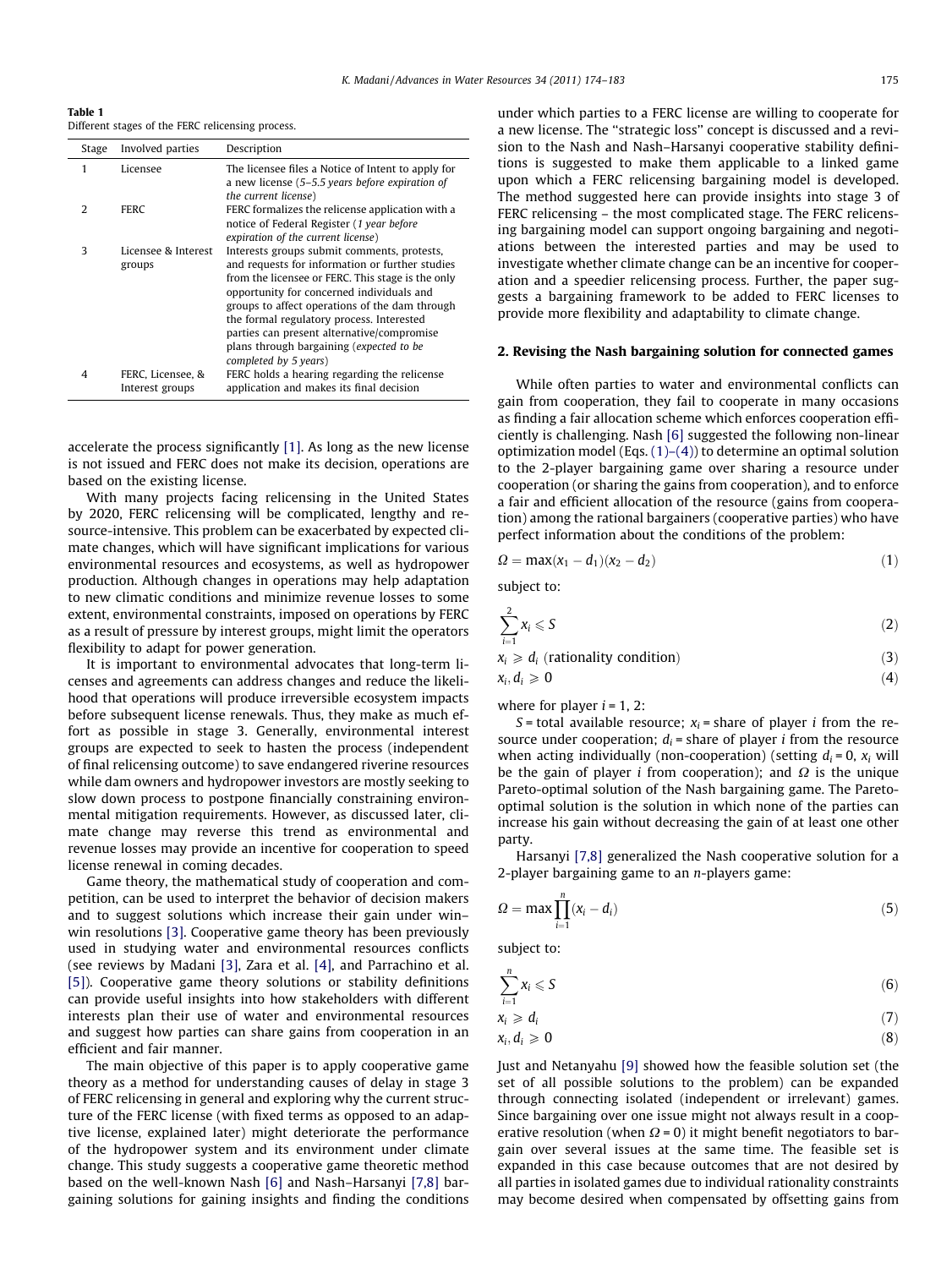**Table 1**
Different stages of the FERC relicensing process.

| Stage | Involved parties | Description |
|---|---|---|
| 1 | Licensee | The licensee files a Notice of Intent to apply for a new license (*5–5.5 years before expiration of the current license*) |
| 2 | FERC | FERC formalizes the relicense application with a notice of Federal Register (*1 year before expiration of the current license*) |
| 3 | Licensee & Interest groups | Interests groups submit comments, protests, and requests for information or further studies from the licensee or FERC. This stage is the only opportunity for concerned individuals and groups to affect operations of the dam through the formal regulatory process. Interested parties can present alternative/compromise plans through bargaining (*expected to be completed by 5 years*) |
| 4 | FERC, Licensee, & Interest groups | FERC holds a hearing regarding the relicense application and makes its final decision |

accelerate the process significantly [1]. As long as the new license is not issued and FERC does not make its decision, operations are based on the existing license.

With many projects facing relicensing in the United States by 2020, FERC relicensing will be complicated, lengthy and resource-intensive. This problem can be exacerbated by expected climate changes, which will have significant implications for various environmental resources and ecosystems, as well as hydropower production. Although changes in operations may help adaptation to new climatic conditions and minimize revenue losses to some extent, environmental constraints, imposed on operations by FERC as a result of pressure by interest groups, might limit the operators flexibility to adapt for power generation.

It is important to environmental advocates that long-term licenses and agreements can address changes and reduce the likelihood that operations will produce irreversible ecosystem impacts before subsequent license renewals. Thus, they make as much effort as possible in stage 3. Generally, environmental interest groups are expected to seek to hasten the process (independent of final relicensing outcome) to save endangered riverine resources while dam owners and hydropower investors are mostly seeking to slow down process to postpone financially constraining environmental mitigation requirements. However, as discussed later, climate change may reverse this trend as environmental and revenue losses may provide an incentive for cooperation to speed license renewal in coming decades.

Game theory, the mathematical study of cooperation and competition, can be used to interpret the behavior of decision makers and to suggest solutions which increase their gain under win–win resolutions [3]. Cooperative game theory has been previously used in studying water and environmental resources conflicts (see reviews by Madani [3], Zara et al. [4], and Parrachino et al. [5]). Cooperative game theory solutions or stability definitions can provide useful insights into how stakeholders with different interests plan their use of water and environmental resources and suggest how parties can share gains from cooperation in an efficient and fair manner.

The main objective of this paper is to apply cooperative game theory as a method for understanding causes of delay in stage 3 of FERC relicensing in general and exploring why the current structure of the FERC license (with fixed terms as opposed to an adaptive license, explained later) might deteriorate the performance of the hydropower system and its environment under climate change. This study suggests a cooperative game theoretic method based on the well-known Nash [6] and Nash–Harsanyi [7,8] bargaining solutions for gaining insights and finding the conditions under which parties to a FERC license are willing to cooperate for a new license. The "strategic loss" concept is discussed and a revision to the Nash and Nash–Harsanyi cooperative stability definitions is suggested to make them applicable to a linked game upon which a FERC relicensing bargaining model is developed. The method suggested here can provide insights into stage 3 of FERC relicensing – the most complicated stage. The FERC relicensing bargaining model can support ongoing bargaining and negotiations between the interested parties and may be used to investigate whether climate change can be an incentive for cooperation and a speedier relicensing process. Further, the paper suggests a bargaining framework to be added to FERC licenses to provide more flexibility and adaptability to climate change.

## 2. Revising the Nash bargaining solution for connected games

While often parties to water and environmental conflicts can gain from cooperation, they fail to cooperate in many occasions as finding a fair allocation scheme which enforces cooperation efficiently is challenging. Nash [6] suggested the following non-linear optimization model (Eqs. (1)–(4)) to determine an optimal solution to the 2-player bargaining game over sharing a resource under cooperation (or sharing the gains from cooperation), and to enforce a fair and efficient allocation of the resource (gains from cooperation) among the rational bargainers (cooperative parties) who have perfect information about the conditions of the problem:

$$\Omega = \max(x_1 - d_1)(x_2 - d_2) \tag{1}$$

subject to:

$$\sum_{i=1}^{2} x_i \leqslant S \tag{2}$$

$$x_i \geqslant d_i \text{ (rationality condition)} \tag{3}$$

$$x_i, d_i \geqslant 0 \tag{4}$$

where for player $i = 1, 2$:

$S$ = total available resource; $x_i$ = share of player $i$ from the resource under cooperation; $d_i$ = share of player $i$ from the resource when acting individually (non-cooperation) (setting $d_i = 0$, $x_i$ will be the gain of player $i$ from cooperation); and $\Omega$ is the unique Pareto-optimal solution of the Nash bargaining game. The Pareto-optimal solution is the solution in which none of the parties can increase his gain without decreasing the gain of at least one other party.

Harsanyi [7,8] generalized the Nash cooperative solution for a 2-player bargaining game to an $n$-players game:

$$\Omega = \max \prod_{i=1}^{n}(x_i - d_i) \tag{5}$$

subject to:

$$\sum_{i=1}^{n} x_i \leqslant S \tag{6}$$

$$x_i \geqslant d_i \tag{7}$$

$$x_i, d_i \geqslant 0 \tag{8}$$

Just and Netanyahu [9] showed how the feasible solution set (the set of all possible solutions to the problem) can be expanded through connecting isolated (independent or irrelevant) games. Since bargaining over one issue might not always result in a cooperative resolution (when $\Omega = 0$) it might benefit negotiators to bargain over several issues at the same time. The feasible set is expanded in this case because outcomes that are not desired by all parties in isolated games due to individual rationality constraints may become desired when compensated by offsetting gains from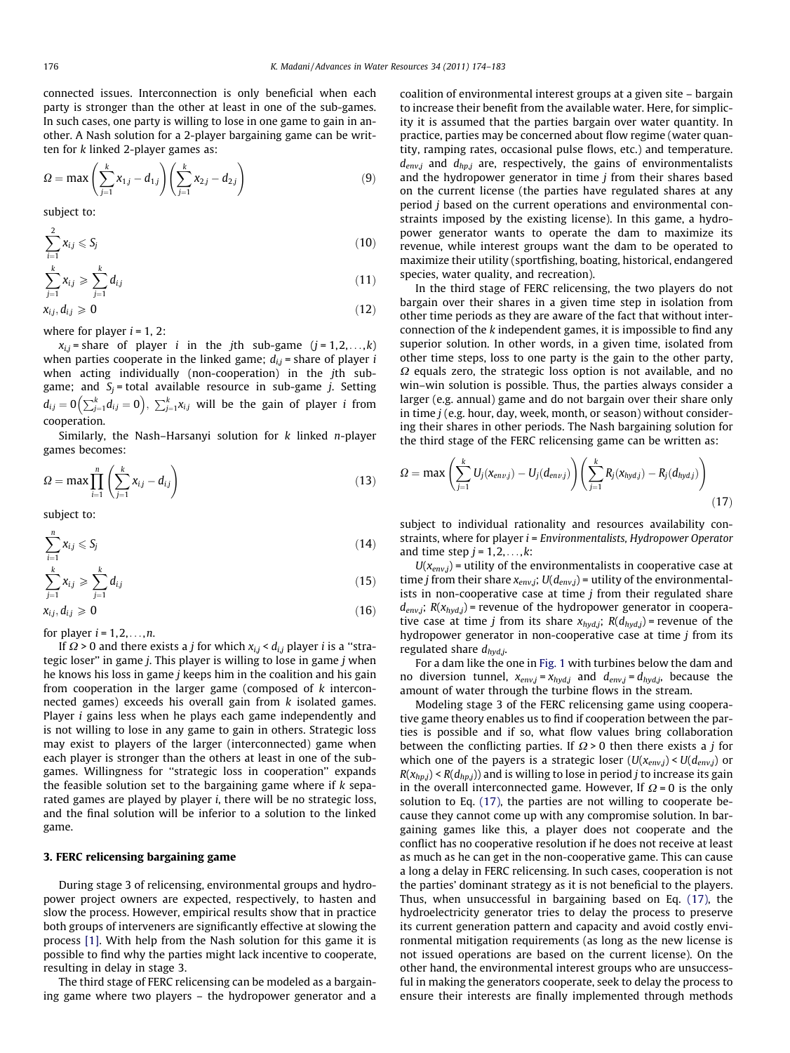connected issues. Interconnection is only beneficial when each party is stronger than the other at least in one of the sub-games. In such cases, one party is willing to lose in one game to gain in another. A Nash solution for a 2-player bargaining game can be written for $k$ linked 2-player games as:

$$\Omega = \max\left(\sum_{j=1}^{k} x_{1,j} - d_{1,j}\right)\left(\sum_{j=1}^{k} x_{2,j} - d_{2,j}\right) \tag{9}$$

subject to:

$$\sum_{i=1}^{2} x_{i,j} \leqslant S_j \tag{10}$$

$$\sum_{j=1}^{k} x_{i,j} \geqslant \sum_{j=1}^{k} d_{i,j} \tag{11}$$

$$x_{i,j}, d_{i,j} \geqslant 0 \tag{12}$$

where for player $i = 1, 2$:

$x_{i,j}$ = share of player $i$ in the $j$th sub-game ($j = 1,2,\ldots,k$) when parties cooperate in the linked game; $d_{i,j}$ = share of player $i$ when acting individually (non-cooperation) in the $j$th sub-game; and $S_j$ = total available resource in sub-game $j$. Setting $d_{i,j} = 0\left(\sum_{j=1}^{k} d_{i,j} = 0\right)$, $\sum_{j=1}^{k} x_{i,j}$ will be the gain of player $i$ from cooperation.

Similarly, the Nash–Harsanyi solution for $k$ linked $n$-player games becomes:

$$\Omega = \max\prod_{i=1}^{n}\left(\sum_{j=1}^{k} x_{i,j} - d_{i,j}\right) \tag{13}$$

subject to:

$$\sum_{i=1}^{n} x_{i,j} \leqslant S_j \tag{14}$$

$$\sum_{j=1}^{k} x_{i,j} \geqslant \sum_{j=1}^{k} d_{i,j} \tag{15}$$

$$x_{i,j}, d_{i,j} \geqslant 0 \tag{16}$$

for player $i = 1,2,\ldots,n$.

If $\Omega > 0$ and there exists a $j$ for which $x_{i,j} < d_{i,j}$ player $i$ is a "strategic loser" in game $j$. This player is willing to lose in game $j$ when he knows his loss in game $j$ keeps him in the coalition and his gain from cooperation in the larger game (composed of $k$ interconnected games) exceeds his overall gain from $k$ isolated games. Player $i$ gains less when he plays each game independently and is not willing to lose in any game to gain in others. Strategic loss may exist to players of the larger (interconnected) game when each player is stronger than the others at least in one of the sub-games. Willingness for "strategic loss in cooperation" expands the feasible solution set to the bargaining game where if $k$ separated games are played by player $i$, there will be no strategic loss, and the final solution will be inferior to a solution to the linked game.

## 3. FERC relicensing bargaining game

During stage 3 of relicensing, environmental groups and hydropower project owners are expected, respectively, to hasten and slow the process. However, empirical results show that in practice both groups of interveners are significantly effective at slowing the process [1]. With help from the Nash solution for this game it is possible to find why the parties might lack incentive to cooperate, resulting in delay in stage 3.

The third stage of FERC relicensing can be modeled as a bargaining game where two players – the hydropower generator and a coalition of environmental interest groups at a given site – bargain to increase their benefit from the available water. Here, for simplicity it is assumed that the parties bargain over water quantity. In practice, parties may be concerned about flow regime (water quantity, ramping rates, occasional pulse flows, etc.) and temperature. $d_{env,j}$ and $d_{hp,j}$ are, respectively, the gains of environmentalists and the hydropower generator in time $j$ from their shares based on the current license (the parties have regulated shares at any period $j$ based on the current operations and environmental constraints imposed by the existing license). In this game, a hydropower generator wants to operate the dam to maximize its revenue, while interest groups want the dam to be operated to maximize their utility (sportfishing, boating, historical, endangered species, water quality, and recreation).

In the third stage of FERC relicensing, the two players do not bargain over their shares in a given time step in isolation from other time periods as they are aware of the fact that without interconnection of the $k$ independent games, it is impossible to find any superior solution. In other words, in a given time, isolated from other time steps, loss to one party is the gain to the other party, $\Omega$ equals zero, the strategic loss option is not available, and no win–win solution is possible. Thus, the parties always consider a larger (e.g. annual) game and do not bargain over their share only in time $j$ (e.g. hour, day, week, month, or season) without considering their shares in other periods. The Nash bargaining solution for the third stage of the FERC relicensing game can be written as:

$$\Omega = \max\left(\sum_{j=1}^{k} U_j(x_{env,j}) - U_j(d_{env,j})\right)\left(\sum_{j=1}^{k} R_j(x_{hyd,j}) - R_j(d_{hyd,j})\right) \tag{17}$$

subject to individual rationality and resources availability constraints, where for player $i$ = *Environmentalists, Hydropower Operator* and time step $j = 1,2,\ldots,k$:

$U(x_{env,j})$ = utility of the environmentalists in cooperative case at time $j$ from their share $x_{env,j}$; $U(d_{env,j})$ = utility of the environmentalists in non-cooperative case at time $j$ from their regulated share $d_{env,j}$; $R(x_{hyd,j})$ = revenue of the hydropower generator in cooperative case at time $j$ from its share $x_{hyd,j}$; $R(d_{hyd,j})$ = revenue of the hydropower generator in non-cooperative case at time $j$ from its regulated share $d_{hyd,j}$.

For a dam like the one in Fig. 1 with turbines below the dam and no diversion tunnel, $x_{env,j} = x_{hyd,j}$ and $d_{env,j} = d_{hyd,j}$, because the amount of water through the turbine flows in the stream.

Modeling stage 3 of the FERC relicensing game using cooperative game theory enables us to find if cooperation between the parties is possible and if so, what flow values bring collaboration between the conflicting parties. If $\Omega > 0$ then there exists a $j$ for which one of the payers is a strategic loser ($U(x_{env,j}) < U(d_{env,j})$ or $R(x_{hp,j}) < R(d_{hp,j})$) and is willing to lose in period $j$ to increase its gain in the overall interconnected game. However, If $\Omega = 0$ is the only solution to Eq. (17), the parties are not willing to cooperate because they cannot come up with any compromise solution. In bargaining games like this, a player does not cooperate and the conflict has no cooperative resolution if he does not receive at least as much as he can get in the non-cooperative game. This can cause a long a delay in FERC relicensing. In such cases, cooperation is not the parties' dominant strategy as it is not beneficial to the players. Thus, when unsuccessful in bargaining based on Eq. (17), the hydroelectricity generator tries to delay the process to preserve its current generation pattern and capacity and avoid costly environmental mitigation requirements (as long as the new license is not issued operations are based on the current license). On the other hand, the environmental interest groups who are unsuccessful in making the generators cooperate, seek to delay the process to ensure their interests are finally implemented through methods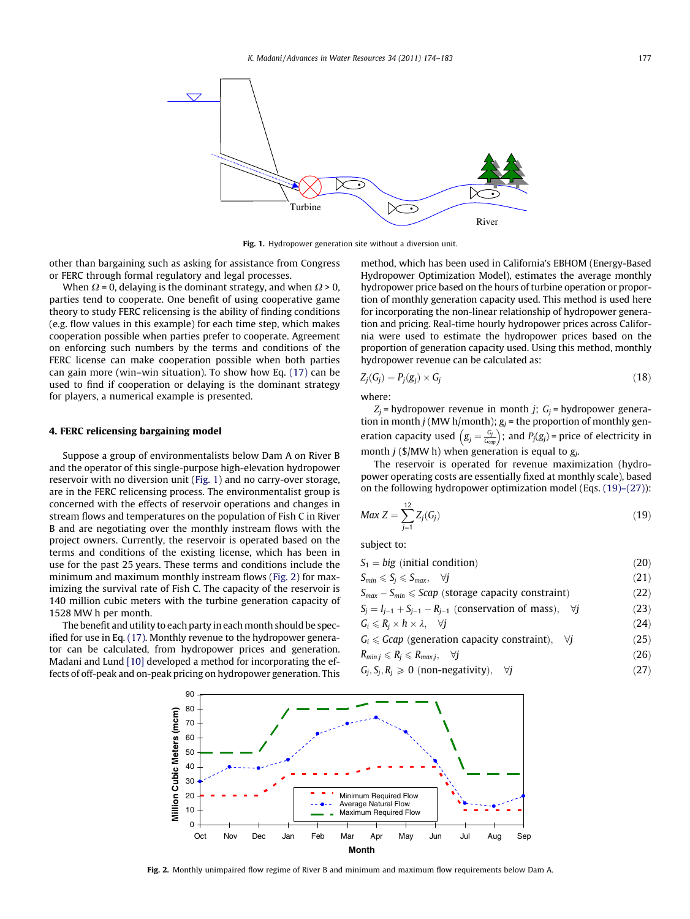Fig. 1. Hydropower generation site without a diversion unit.

other than bargaining such as asking for assistance from Congress or FERC through formal regulatory and legal processes.

When $\Omega = 0$, delaying is the dominant strategy, and when $\Omega > 0$, parties tend to cooperate. One benefit of using cooperative game theory to study FERC relicensing is the ability of finding conditions (e.g. flow values in this example) for each time step, which makes cooperation possible when parties prefer to cooperate. Agreement on enforcing such numbers by the terms and conditions of the FERC license can make cooperation possible when both parties can gain more (win–win situation). To show how Eq. (17) can be used to find if cooperation or delaying is the dominant strategy for players, a numerical example is presented.

## 4. FERC relicensing bargaining model

Suppose a group of environmentalists below Dam A on River B and the operator of this single-purpose high-elevation hydropower reservoir with no diversion unit (Fig. 1) and no carry-over storage, are in the FERC relicensing process. The environmentalist group is concerned with the effects of reservoir operations and changes in stream flows and temperatures on the population of Fish C in River B and are negotiating over the monthly instream flows with the project owners. Currently, the reservoir is operated based on the terms and conditions of the existing license, which has been in use for the past 25 years. These terms and conditions include the minimum and maximum monthly instream flows (Fig. 2) for maximizing the survival rate of Fish C. The capacity of the reservoir is 140 million cubic meters with the turbine generation capacity of 1528 MW h per month.

The benefit and utility to each party in each month should be specified for use in Eq. (17). Monthly revenue to the hydropower generator can be calculated, from hydropower prices and generation. Madani and Lund [10] developed a method for incorporating the effects of off-peak and on-peak pricing on hydropower generation. This method, which has been used in California's EBHOM (Energy-Based Hydropower Optimization Model), estimates the average monthly hydropower price based on the hours of turbine operation or proportion of monthly generation capacity used. This method is used here for incorporating the non-linear relationship of hydropower generation and pricing. Real-time hourly hydropower prices across California were used to estimate the hydropower prices based on the proportion of generation capacity used. Using this method, monthly hydropower revenue can be calculated as:

$$Z_j(G_j) = P_j(g_j) \times G_j \tag{18}$$

where:

$Z_j$ = hydropower revenue in month $j$; $G_j$ = hydropower generation in month $j$ (MW h/month); $g_j$ = the proportion of monthly generation capacity used $\left(g_j = \frac{G_j}{G_{cap}}\right)$; and $P_j(g_j)$ = price of electricity in month $j$ ($/MW h) when generation is equal to $g_j$.

The reservoir is operated for revenue maximization (hydropower operating costs are essentially fixed at monthly scale), based on the following hydropower optimization model (Eqs. (19)–(27)):

$$Max\ Z = \sum_{j=1}^{12} Z_j(G_j) \tag{19}$$

subject to:

$$S_1 = big \text{ (initial condition)} \tag{20}$$

$$S_{min} \leqslant S_j \leqslant S_{max}, \quad \forall j \tag{21}$$

$$S_{max} - S_{min} \leqslant Scap \text{ (storage capacity constraint)} \tag{22}$$

$$S_j = I_{j-1} + S_{j-1} - R_{j-1} \text{ (conservation of mass)}, \quad \forall j \tag{23}$$

$$G_i \leqslant R_j \times h \times \lambda, \quad \forall j \tag{24}$$

$$G_i \leqslant Gcap \text{ (generation capacity constraint)}, \quad \forall j \tag{25}$$

$$R_{min,j} \leqslant R_j \leqslant R_{max,j}, \quad \forall j \tag{26}$$

$$G_j, S_j, R_j \geqslant 0 \text{ (non-negativity)}, \quad \forall j \tag{27}$$

Fig. 2. Monthly unimpaired flow regime of River B and minimum and maximum flow requirements below Dam A.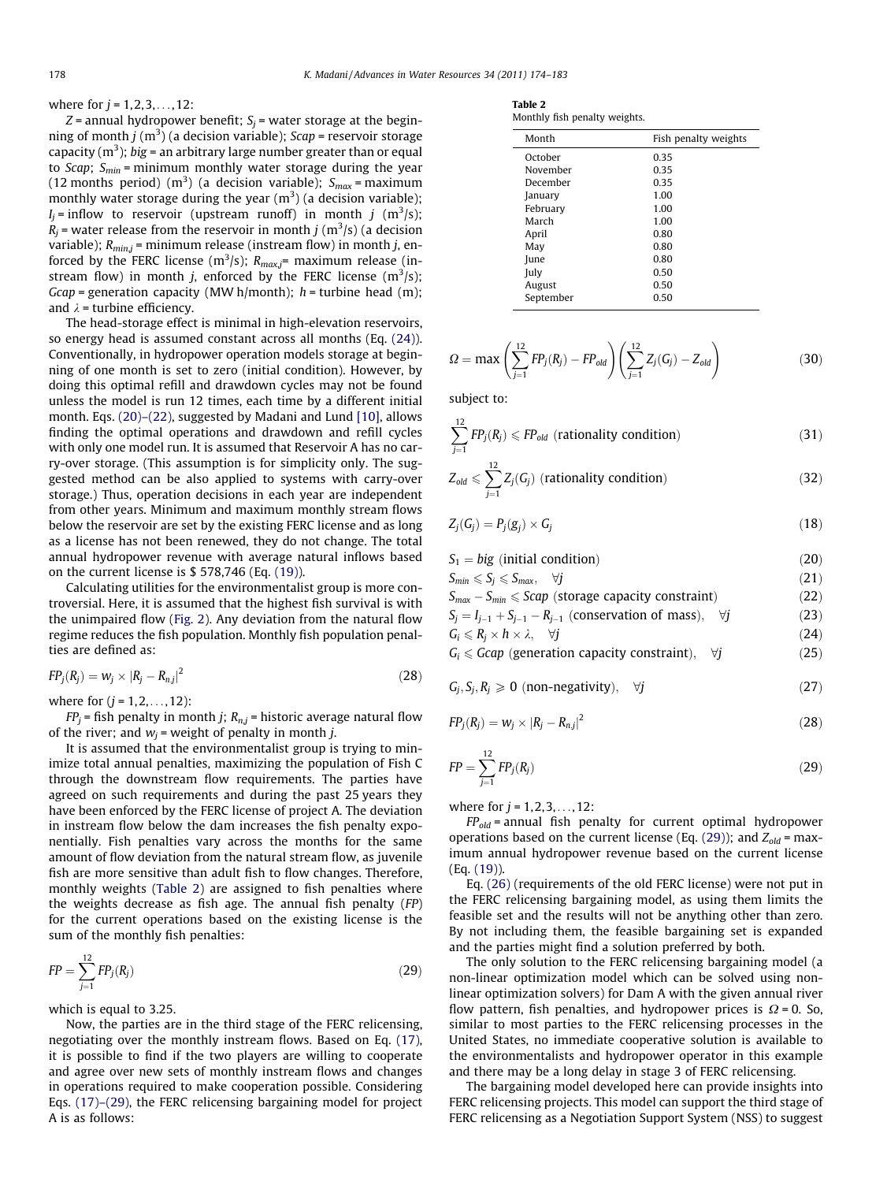where for $j = 1,2,3,\ldots,12$:

$Z$ = annual hydropower benefit; $S_j$ = water storage at the beginning of month $j$ ($m^3$) (a decision variable); $Scap$ = reservoir storage capacity ($m^3$); $big$ = an arbitrary large number greater than or equal to $Scap$; $S_{min}$ = minimum monthly water storage during the year (12 months period) ($m^3$) (a decision variable); $S_{max}$ = maximum monthly water storage during the year ($m^3$) (a decision variable); $I_j$ = inflow to reservoir (upstream runoff) in month $j$ ($m^3/s$); $R_j$ = water release from the reservoir in month $j$ ($m^3/s$) (a decision variable); $R_{min,j}$ = minimum release (instream flow) in month $j$, enforced by the FERC license ($m^3/s$); $R_{max,j}$= maximum release (instream flow) in month $j$, enforced by the FERC license ($m^3/s$); $Gcap$ = generation capacity (MW h/month); $h$ = turbine head (m); and $\lambda$ = turbine efficiency.

The head-storage effect is minimal in high-elevation reservoirs, so energy head is assumed constant across all months (Eq. (24)). Conventionally, in hydropower operation models storage at beginning of one month is set to zero (initial condition). However, by doing this optimal refill and drawdown cycles may not be found unless the model is run 12 times, each time by a different initial month. Eqs. (20)–(22), suggested by Madani and Lund [10], allows finding the optimal operations and drawdown and refill cycles with only one model run. It is assumed that Reservoir A has no carry-over storage. (This assumption is for simplicity only. The suggested method can be also applied to systems with carry-over storage.) Thus, operation decisions in each year are independent from other years. Minimum and maximum monthly stream flows below the reservoir are set by the existing FERC license and as long as a license has not been renewed, they do not change. The total annual hydropower revenue with average natural inflows based on the current license is \$ 578,746 (Eq. (19)).

Calculating utilities for the environmentalist group is more controversial. Here, it is assumed that the highest fish survival is with the unimpaired flow (Fig. 2). Any deviation from the natural flow regime reduces the fish population. Monthly fish population penalties are defined as:

$$FP_j(R_j) = w_j \times |R_j - R_{n,j}|^2 \tag{28}$$

where for ($j = 1,2,\ldots,12$):

$FP_j$ = fish penalty in month $j$; $R_{n,j}$ = historic average natural flow of the river; and $w_j$ = weight of penalty in month $j$.

It is assumed that the environmentalist group is trying to minimize total annual penalties, maximizing the population of Fish C through the downstream flow requirements. The parties have agreed on such requirements and during the past 25 years they have been enforced by the FERC license of project A. The deviation in instream flow below the dam increases the fish penalty exponentially. Fish penalties vary across the months for the same amount of flow deviation from the natural stream flow, as juvenile fish are more sensitive than adult fish to flow changes. Therefore, monthly weights (Table 2) are assigned to fish penalties where the weights decrease as fish age. The annual fish penalty ($FP$) for the current operations based on the existing license is the sum of the monthly fish penalties:

$$FP = \sum_{j=1}^{12} FP_j(R_j) \tag{29}$$

which is equal to 3.25.

Now, the parties are in the third stage of the FERC relicensing, negotiating over the monthly instream flows. Based on Eq. (17), it is possible to find if the two players are willing to cooperate and agree over new sets of monthly instream flows and changes in operations required to make cooperation possible. Considering Eqs. (17)–(29), the FERC relicensing bargaining model for project A is as follows:

**Table 2**
Monthly fish penalty weights.

| Month | Fish penalty weights |
|---|---|
| October | 0.35 |
| November | 0.35 |
| December | 0.35 |
| January | 1.00 |
| February | 1.00 |
| March | 1.00 |
| April | 0.80 |
| May | 0.80 |
| June | 0.80 |
| July | 0.50 |
| August | 0.50 |
| September | 0.50 |

$$\Omega = \max\left(\sum_{j=1}^{12} FP_j(R_j) - FP_{old}\right)\left(\sum_{j=1}^{12} Z_j(G_j) - Z_{old}\right) \tag{30}$$

subject to:

$$\sum_{j=1}^{12} FP_j(R_j) \leqslant FP_{old} \text{ (rationality condition)} \tag{31}$$

$$Z_{old} \leqslant \sum_{j=1}^{12} Z_j(G_j) \text{ (rationality condition)} \tag{32}$$

$$Z_j(G_j) = P_j(g_j) \times G_j \tag{18}$$

$$S_1 = big \text{ (initial condition)} \tag{20}$$

$$S_{min} \leqslant S_j \leqslant S_{max}, \quad \forall j \tag{21}$$

$$S_{max} - S_{min} \leqslant Scap \text{ (storage capacity constraint)} \tag{22}$$

$$S_j = I_{j-1} + S_{j-1} - R_{j-1} \text{ (conservation of mass)}, \quad \forall j \tag{23}$$

$$G_i \leqslant R_j \times h \times \lambda, \quad \forall j \tag{24}$$

$$G_i \leqslant Gcap \text{ (generation capacity constraint)}, \quad \forall j \tag{25}$$

$$G_j, S_j, R_j \geqslant 0 \text{ (non-negativity)}, \quad \forall j \tag{27}$$

$$FP_j(R_j) = w_j \times |R_j - R_{n,j}|^2 \tag{28}$$

$$FP = \sum_{j=1}^{12} FP_j(R_j) \tag{29}$$

where for $j = 1,2,3,\ldots,12$:

$FP_{old}$ = annual fish penalty for current optimal hydropower operations based on the current license (Eq. (29)); and $Z_{old}$ = maximum annual hydropower revenue based on the current license (Eq. (19)).

Eq. (26) (requirements of the old FERC license) were not put in the FERC relicensing bargaining model, as using them limits the feasible set and the results will not be anything other than zero. By not including them, the feasible bargaining set is expanded and the parties might find a solution preferred by both.

The only solution to the FERC relicensing bargaining model (a non-linear optimization model which can be solved using non-linear optimization solvers) for Dam A with the given annual river flow pattern, fish penalties, and hydropower prices is $\Omega = 0$. So, similar to most parties to the FERC relicensing processes in the United States, no immediate cooperative solution is available to the environmentalists and hydropower operator in this example and there may be a long delay in stage 3 of FERC relicensing.

The bargaining model developed here can provide insights into FERC relicensing projects. This model can support the third stage of FERC relicensing as a Negotiation Support System (NSS) to suggest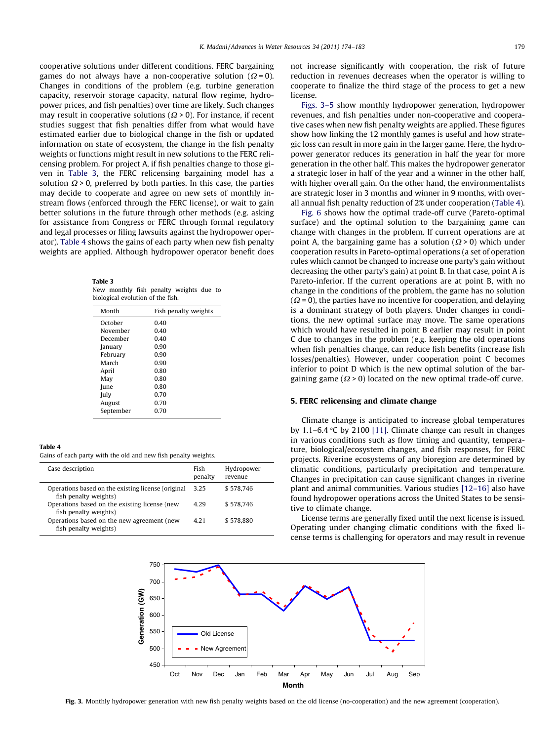cooperative solutions under different conditions. FERC bargaining games do not always have a non-cooperative solution ($\Omega = 0$). Changes in conditions of the problem (e.g. turbine generation capacity, reservoir storage capacity, natural flow regime, hydropower prices, and fish penalties) over time are likely. Such changes may result in cooperative solutions ($\Omega > 0$). For instance, if recent studies suggest that fish penalties differ from what would have estimated earlier due to biological change in the fish or updated information on state of ecosystem, the change in the fish penalty weights or functions might result in new solutions to the FERC relicensing problem. For project A, if fish penalties change to those given in Table 3, the FERC relicensing bargaining model has a solution $\Omega > 0$, preferred by both parties. In this case, the parties may decide to cooperate and agree on new sets of monthly instream flows (enforced through the FERC license), or wait to gain better solutions in the future through other methods (e.g. asking for assistance from Congress or FERC through formal regulatory and legal processes or filing lawsuits against the hydropower operator). Table 4 shows the gains of each party when new fish penalty weights are applied. Although hydropower operator benefit does not increase significantly with cooperation, the risk of future reduction in revenues decreases when the operator is willing to cooperate to finalize the third stage of the process to get a new license.

**Table 3**
New monthly fish penalty weights due to biological evolution of the fish.

| Month | Fish penalty weights |
|---|---|
| October | 0.40 |
| November | 0.40 |
| December | 0.40 |
| January | 0.90 |
| February | 0.90 |
| March | 0.90 |
| April | 0.80 |
| May | 0.80 |
| June | 0.80 |
| July | 0.70 |
| August | 0.70 |
| September | 0.70 |

**Table 4**
Gains of each party with the old and new fish penalty weights.

| Case description | Fish penalty | Hydropower revenue |
|---|---|---|
| Operations based on the existing license (original fish penalty weights) | 3.25 | \$ 578,746 |
| Operations based on the existing license (new fish penalty weights) | 4.29 | \$ 578,746 |
| Operations based on the new agreement (new fish penalty weights) | 4.21 | \$ 578,880 |

Figs. 3–5 show monthly hydropower generation, hydropower revenues, and fish penalties under non-cooperative and cooperative cases when new fish penalty weights are applied. These figures show how linking the 12 monthly games is useful and how strategic loss can result in more gain in the larger game. Here, the hydropower generator reduces its generation in half the year for more generation in the other half. This makes the hydropower generator a strategic loser in half of the year and a winner in the other half, with higher overall gain. The environmentalists are strategic loser in 3 months and winner in 9 months, with overall annual fish penalty reduction of 2% under cooperation (Table 4).

Fig. 6 shows how the optimal trade-off curve (Pareto-optimal surface) and the optimal solution to the bargaining game can change with changes in the problem. If current operations are at point A, the bargaining game has a solution ($\Omega > 0$) which under cooperation results in Pareto-optimal operations (a set of operation rules which cannot be changed to increase one party's gain without decreasing the other party's gain) at point B. In that case, point A is Pareto-inferior. If the current operations are at point B, with no change in the conditions of the problem, the game has no solution ($\Omega = 0$), the parties have no incentive for cooperation, and delaying is a dominant strategy of both players. Under changes in conditions, the new optimal surface may move. The same operations which would have resulted in point B earlier may result in point C due to changes in the problem (e.g. keeping the old operations when fish penalties change, can reduce fish benefits (increase fish losses/penalties). However, under cooperation point C becomes inferior to point D which is the new optimal solution of the bargaining game ($\Omega > 0$) located on the new optimal trade-off curve.

## 5. FERC relicensing and climate change

Climate change is anticipated to increase global temperatures by 1.1–6.4 °C by 2100 [11]. Climate change can result in changes in various conditions such as flow timing and quantity, temperature, biological/ecosystem changes, and fish responses, for FERC projects. Riverine ecosystems of any bioregion are determined by climatic conditions, particularly precipitation and temperature. Changes in precipitation can cause significant changes in riverine plant and animal communities. Various studies [12–16] also have found hydropower operations across the United States to be sensitive to climate change.

License terms are generally fixed until the next license is issued. Operating under changing climatic conditions with the fixed license terms is challenging for operators and may result in revenue

**Fig. 3.** Monthly hydropower generation with new fish penalty weights based on the old license (no-cooperation) and the new agreement (cooperation).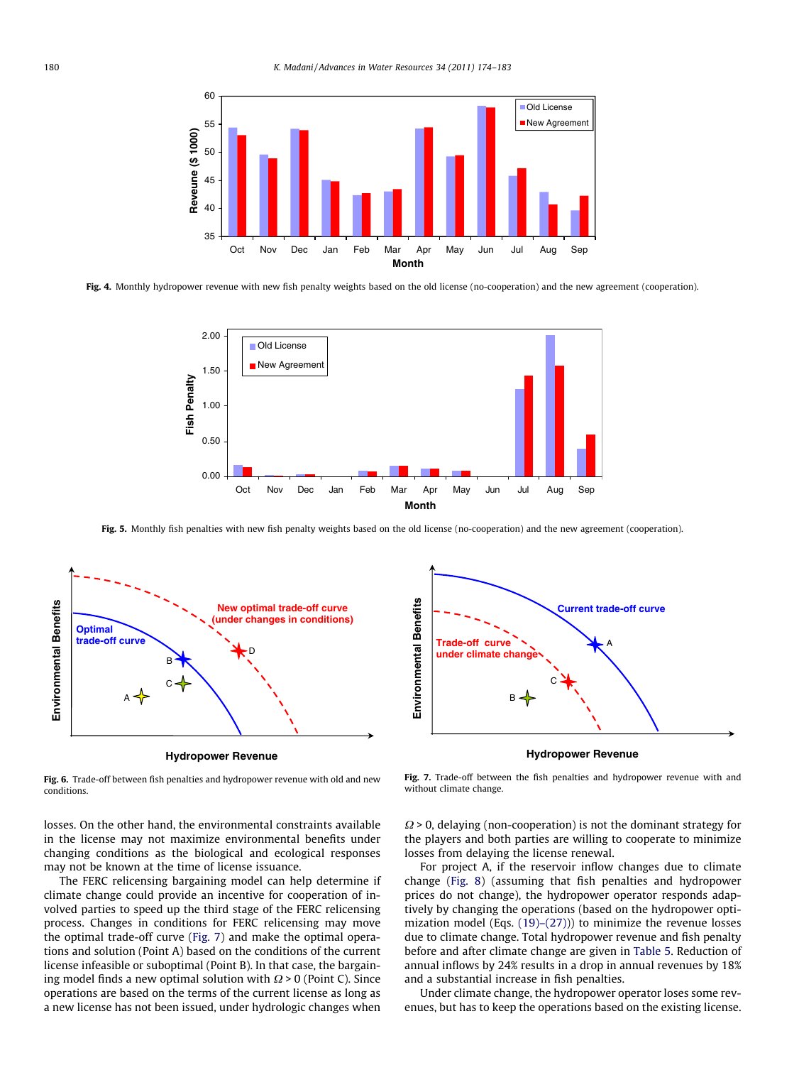Fig. 4. Monthly hydropower revenue with new fish penalty weights based on the old license (no-cooperation) and the new agreement (cooperation).

Fig. 5. Monthly fish penalties with new fish penalty weights based on the old license (no-cooperation) and the new agreement (cooperation).

Fig. 6. Trade-off between fish penalties and hydropower revenue with old and new conditions.

Fig. 7. Trade-off between the fish penalties and hydropower revenue with and without climate change.

losses. On the other hand, the environmental constraints available in the license may not maximize environmental benefits under changing conditions as the biological and ecological responses may not be known at the time of license issuance.

The FERC relicensing bargaining model can help determine if climate change could provide an incentive for cooperation of involved parties to speed up the third stage of the FERC relicensing process. Changes in conditions for FERC relicensing may move the optimal trade-off curve (Fig. 7) and make the optimal operations and solution (Point A) based on the conditions of the current license infeasible or suboptimal (Point B). In that case, the bargaining model finds a new optimal solution with $\Omega > 0$ (Point C). Since operations are based on the terms of the current license as long as a new license has not been issued, under hydrologic changes when $\Omega > 0$, delaying (non-cooperation) is not the dominant strategy for the players and both parties are willing to cooperate to minimize losses from delaying the license renewal.

For project A, if the reservoir inflow changes due to climate change (Fig. 8) (assuming that fish penalties and hydropower prices do not change), the hydropower operator responds adaptively by changing the operations (based on the hydropower optimization model (Eqs. (19)–(27))) to minimize the revenue losses due to climate change. Total hydropower revenue and fish penalty before and after climate change are given in Table 5. Reduction of annual inflows by 24% results in a drop in annual revenues by 18% and a substantial increase in fish penalties.

Under climate change, the hydropower operator loses some revenues, but has to keep the operations based on the existing license.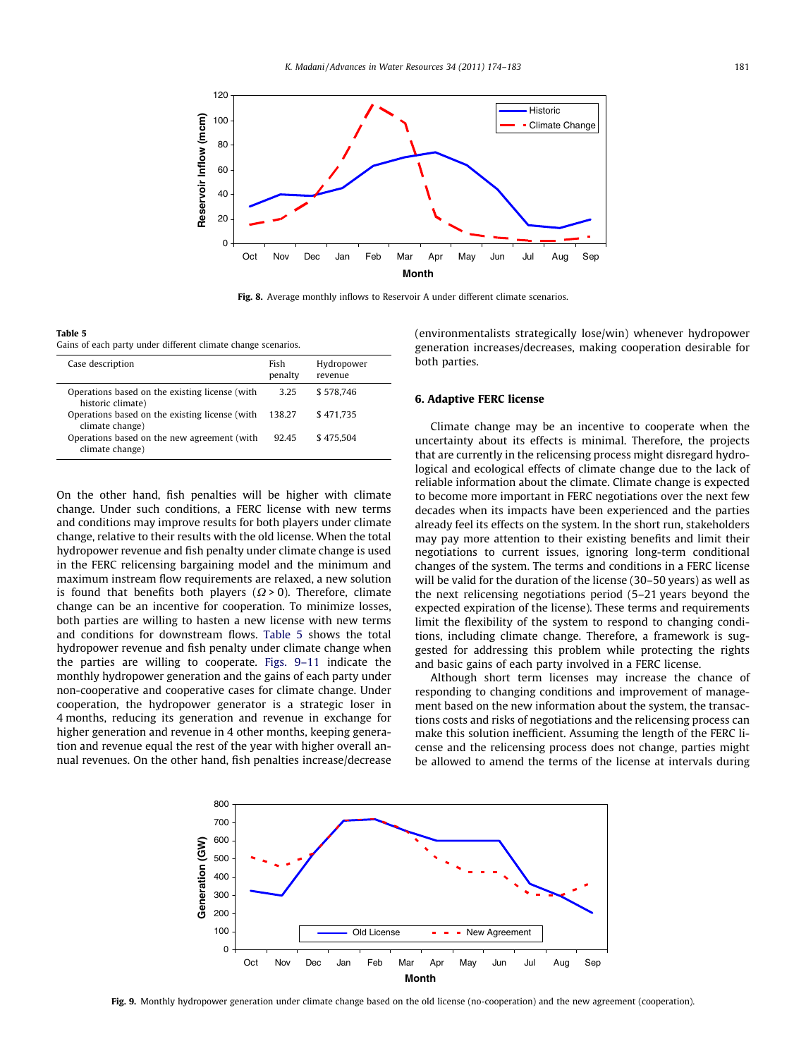Fig. 8. Average monthly inflows to Reservoir A under different climate scenarios.

**Table 5**
Gains of each party under different climate change scenarios.

| Case description | Fish penalty | Hydropower revenue |
|---|---|---|
| Operations based on the existing license (with historic climate) | 3.25 | $ 578,746 |
| Operations based on the existing license (with climate change) | 138.27 | $ 471,735 |
| Operations based on the new agreement (with climate change) | 92.45 | $ 475,504 |

On the other hand, fish penalties will be higher with climate change. Under such conditions, a FERC license with new terms and conditions may improve results for both players under climate change, relative to their results with the old license. When the total hydropower revenue and fish penalty under climate change is used in the FERC relicensing bargaining model and the minimum and maximum instream flow requirements are relaxed, a new solution is found that benefits both players ($\Omega > 0$). Therefore, climate change can be an incentive for cooperation. To minimize losses, both parties are willing to hasten a new license with new terms and conditions for downstream flows. Table 5 shows the total hydropower revenue and fish penalty under climate change when the parties are willing to cooperate. Figs. 9–11 indicate the monthly hydropower generation and the gains of each party under non-cooperative and cooperative cases for climate change. Under cooperation, the hydropower generator is a strategic loser in 4 months, reducing its generation and revenue in exchange for higher generation and revenue in 4 other months, keeping generation and revenue equal the rest of the year with higher overall annual revenues. On the other hand, fish penalties increase/decrease (environmentalists strategically lose/win) whenever hydropower generation increases/decreases, making cooperation desirable for both parties.

## 6. Adaptive FERC license

Climate change may be an incentive to cooperate when the uncertainty about its effects is minimal. Therefore, the projects that are currently in the relicensing process might disregard hydrological and ecological effects of climate change due to the lack of reliable information about the climate. Climate change is expected to become more important in FERC negotiations over the next few decades when its impacts have been experienced and the parties already feel its effects on the system. In the short run, stakeholders may pay more attention to their existing benefits and limit their negotiations to current issues, ignoring long-term conditional changes of the system. The terms and conditions in a FERC license will be valid for the duration of the license (30–50 years) as well as the next relicensing negotiations period (5–21 years beyond the expected expiration of the license). These terms and requirements limit the flexibility of the system to respond to changing conditions, including climate change. Therefore, a framework is suggested for addressing this problem while protecting the rights and basic gains of each party involved in a FERC license.

Although short term licenses may increase the chance of responding to changing conditions and improvement of management based on the new information about the system, the transactions costs and risks of negotiations and the relicensing process can make this solution inefficient. Assuming the length of the FERC license and the relicensing process does not change, parties might be allowed to amend the terms of the license at intervals during

Fig. 9. Monthly hydropower generation under climate change based on the old license (no-cooperation) and the new agreement (cooperation).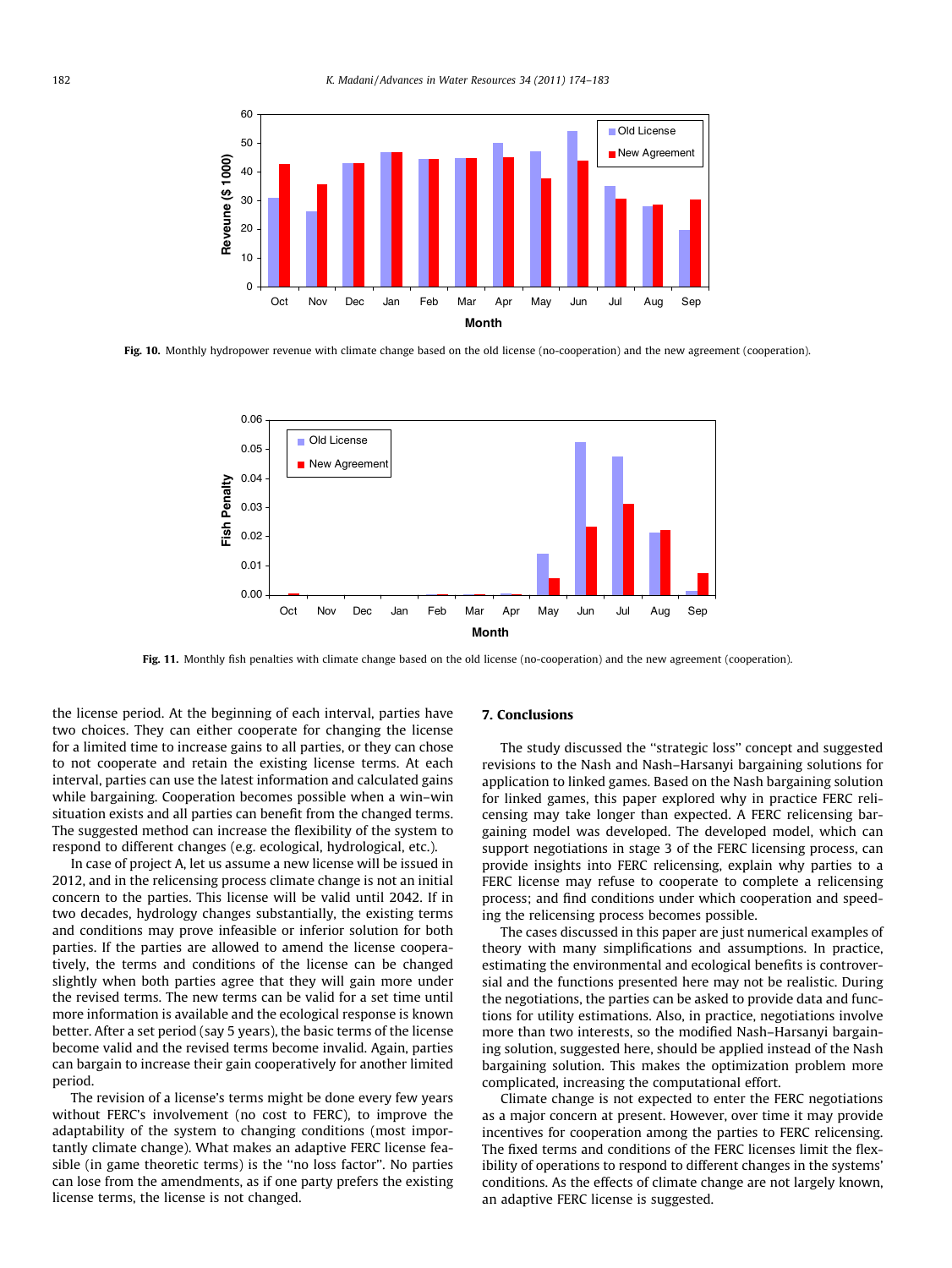Fig. 10. Monthly hydropower revenue with climate change based on the old license (no-cooperation) and the new agreement (cooperation).

Fig. 11. Monthly fish penalties with climate change based on the old license (no-cooperation) and the new agreement (cooperation).

the license period. At the beginning of each interval, parties have two choices. They can either cooperate for changing the license for a limited time to increase gains to all parties, or they can chose to not cooperate and retain the existing license terms. At each interval, parties can use the latest information and calculated gains while bargaining. Cooperation becomes possible when a win–win situation exists and all parties can benefit from the changed terms. The suggested method can increase the flexibility of the system to respond to different changes (e.g. ecological, hydrological, etc.).

In case of project A, let us assume a new license will be issued in 2012, and in the relicensing process climate change is not an initial concern to the parties. This license will be valid until 2042. If in two decades, hydrology changes substantially, the existing terms and conditions may prove infeasible or inferior solution for both parties. If the parties are allowed to amend the license cooperatively, the terms and conditions of the license can be changed slightly when both parties agree that they will gain more under the revised terms. The new terms can be valid for a set time until more information is available and the ecological response is known better. After a set period (say 5 years), the basic terms of the license become valid and the revised terms become invalid. Again, parties can bargain to increase their gain cooperatively for another limited period.

The revision of a license's terms might be done every few years without FERC's involvement (no cost to FERC), to improve the adaptability of the system to changing conditions (most importantly climate change). What makes an adaptive FERC license feasible (in game theoretic terms) is the "no loss factor". No parties can lose from the amendments, as if one party prefers the existing license terms, the license is not changed.

## 7. Conclusions

The study discussed the "strategic loss" concept and suggested revisions to the Nash and Nash–Harsanyi bargaining solutions for application to linked games. Based on the Nash bargaining solution for linked games, this paper explored why in practice FERC relicensing may take longer than expected. A FERC relicensing bargaining model was developed. The developed model, which can support negotiations in stage 3 of the FERC licensing process, can provide insights into FERC relicensing, explain why parties to a FERC license may refuse to cooperate to complete a relicensing process; and find conditions under which cooperation and speeding the relicensing process becomes possible.

The cases discussed in this paper are just numerical examples of theory with many simplifications and assumptions. In practice, estimating the environmental and ecological benefits is controversial and the functions presented here may not be realistic. During the negotiations, the parties can be asked to provide data and functions for utility estimations. Also, in practice, negotiations involve more than two interests, so the modified Nash–Harsanyi bargaining solution, suggested here, should be applied instead of the Nash bargaining solution. This makes the optimization problem more complicated, increasing the computational effort.

Climate change is not expected to enter the FERC negotiations as a major concern at present. However, over time it may provide incentives for cooperation among the parties to FERC relicensing. The fixed terms and conditions of the FERC licenses limit the flexibility of operations to respond to different changes in the systems' conditions. As the effects of climate change are not largely known, an adaptive FERC license is suggested.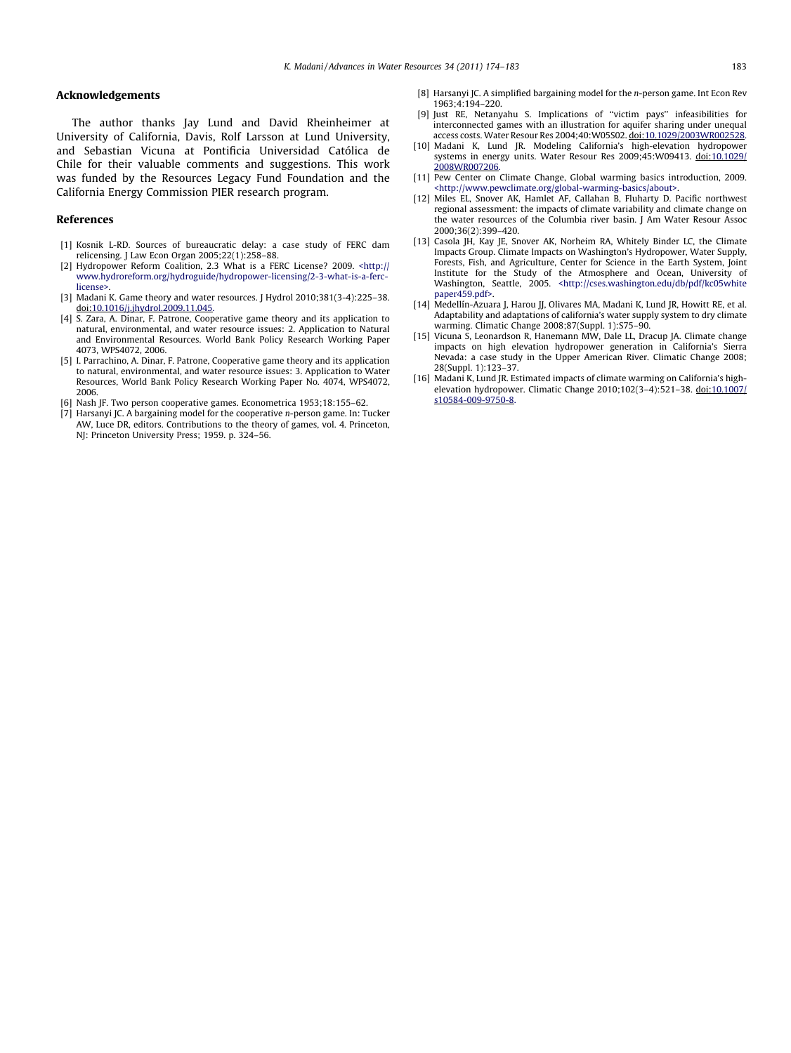## Acknowledgements

The author thanks Jay Lund and David Rheinheimer at University of California, Davis, Rolf Larsson at Lund University, and Sebastian Vicuna at Pontificia Universidad Católica de Chile for their valuable comments and suggestions. This work was funded by the Resources Legacy Fund Foundation and the California Energy Commission PIER research program.

## References

[1] Kosnik L-RD. Sources of bureaucratic delay: a case study of FERC dam relicensing. J Law Econ Organ 2005;22(1):258–88.

[2] Hydropower Reform Coalition, 2.3 What is a FERC License? 2009. <http://www.hydroreform.org/hydroguide/hydropower-licensing/2-3-what-is-a-ferc-license>.

[3] Madani K. Game theory and water resources. J Hydrol 2010;381(3-4):225–38. doi:10.1016/j.jhydrol.2009.11.045.

[4] S. Zara, A. Dinar, F. Patrone, Cooperative game theory and its application to natural, environmental, and water resource issues: 2. Application to Natural and Environmental Resources. World Bank Policy Research Working Paper 4073, WPS4072, 2006.

[5] I. Parrachino, A. Dinar, F. Patrone, Cooperative game theory and its application to natural, environmental, and water resource issues: 3. Application to Water Resources, World Bank Policy Research Working Paper No. 4074, WPS4072, 2006.

[6] Nash JF. Two person cooperative games. Econometrica 1953;18:155–62.

[7] Harsanyi JC. A bargaining model for the cooperative *n*-person game. In: Tucker AW, Luce DR, editors. Contributions to the theory of games, vol. 4. Princeton, NJ: Princeton University Press; 1959. p. 324–56.

[8] Harsanyi JC. A simplified bargaining model for the *n*-person game. Int Econ Rev 1963;4:194–220.

[9] Just RE, Netanyahu S. Implications of "victim pays" infeasibilities for interconnected games with an illustration for aquifer sharing under unequal access costs. Water Resour Res 2004;40:W05S02. doi:10.1029/2003WR002528.

[10] Madani K, Lund JR. Modeling California's high-elevation hydropower systems in energy units. Water Resour Res 2009;45:W09413. doi:10.1029/2008WR007206.

[11] Pew Center on Climate Change, Global warming basics introduction, 2009. <http://www.pewclimate.org/global-warming-basics/about>.

[12] Miles EL, Snover AK, Hamlet AF, Callahan B, Fluharty D. Pacific northwest regional assessment: the impacts of climate variability and climate change on the water resources of the Columbia river basin. J Am Water Resour Assoc 2000;36(2):399–420.

[13] Casola JH, Kay JE, Snover AK, Norheim RA, Whitely Binder LC, the Climate Impacts Group. Climate Impacts on Washington's Hydropower, Water Supply, Forests, Fish, and Agriculture, Center for Science in the Earth System, Joint Institute for the Study of the Atmosphere and Ocean, University of Washington, Seattle, 2005. <http://cses.washington.edu/db/pdf/kc05whitepaper459.pdf>.

[14] Medellín-Azuara J, Harou JJ, Olivares MA, Madani K, Lund JR, Howitt RE, et al. Adaptability and adaptations of california's water supply system to dry climate warming. Climatic Change 2008;87(Suppl. 1):S75–90.

[15] Vicuna S, Leonardson R, Hanemann MW, Dale LL, Dracup JA. Climate change impacts on high elevation hydropower generation in California's Sierra Nevada: a case study in the Upper American River. Climatic Change 2008; 28(Suppl. 1):123–37.

[16] Madani K, Lund JR. Estimated impacts of climate warming on California's high-elevation hydropower. Climatic Change 2010;102(3–4):521–38. doi:10.1007/s10584-009-9750-8.